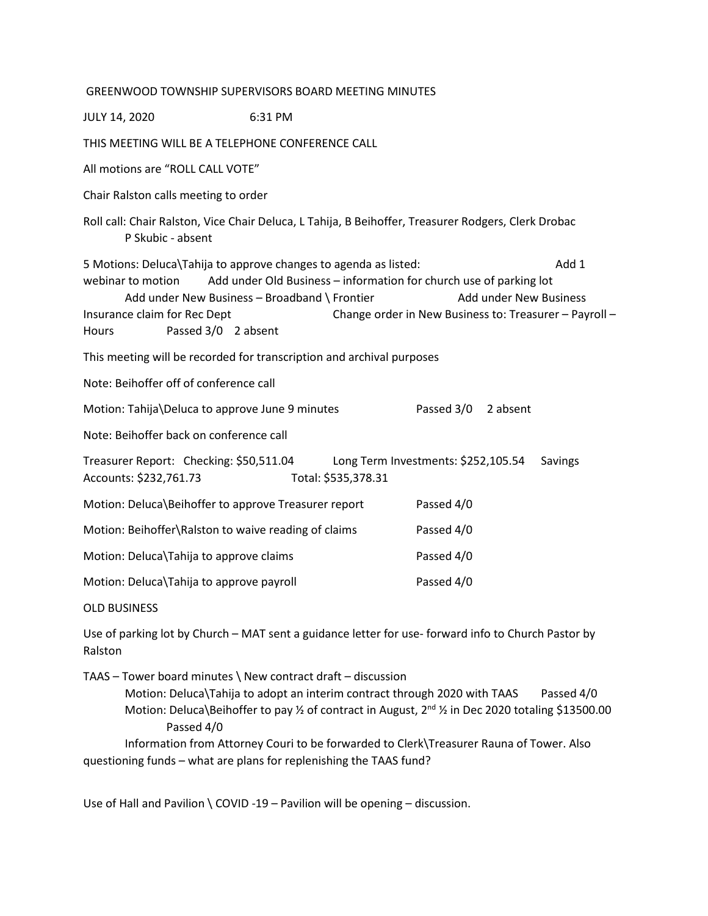GREENWOOD TOWNSHIP SUPERVISORS BOARD MEETING MINUTES

JULY 14, 2020 6:31 PM

THIS MEETING WILL BE A TELEPHONE CONFERENCE CALL

All motions are "ROLL CALL VOTE"

Chair Ralston calls meeting to order

Roll call: Chair Ralston, Vice Chair Deluca, L Tahija, B Beihoffer, Treasurer Rodgers, Clerk Drobac
P Skubic - absent

5 Motions: Deluca\Tahija to approve changes to agenda as listed: Add 1 webinar to motion Add under Old Business – information for church use of parking lot Add under New Business – Broadband \ Frontier Add under New Business Insurance claim for Rec Dept Change order in New Business to: Treasurer – Payroll – Hours Passed 3/0 2 absent

This meeting will be recorded for transcription and archival purposes

Note: Beihoffer off of conference call

Motion: Tahija\Deluca to approve June 9 minutes Passed 3/0 2 absent

Note: Beihoffer back on conference call

Treasurer Report: Checking: $50,511.04 Long Term Investments: $252,105.54 Savings Accounts: $232,761.73 Total: $535,378.31

Motion: Deluca\Beihoffer to approve Treasurer report Passed 4/0

Motion: Beihoffer\Ralston to waive reading of claims Passed 4/0

Motion: Deluca\Tahija to approve claims Passed 4/0

Motion: Deluca\Tahija to approve payroll Passed 4/0

OLD BUSINESS

Use of parking lot by Church – MAT sent a guidance letter for use- forward info to Church Pastor by Ralston

TAAS – Tower board minutes \ New contract draft – discussion

Motion: Deluca\Tahija to adopt an interim contract through 2020 with TAAS Passed 4/0

Motion: Deluca\Beihoffer to pay ½ of contract in August, 2nd ½ in Dec 2020 totaling $13500.00 Passed 4/0

Information from Attorney Couri to be forwarded to Clerk\Treasurer Rauna of Tower. Also questioning funds – what are plans for replenishing the TAAS fund?

Use of Hall and Pavilion \ COVID -19 – Pavilion will be opening – discussion.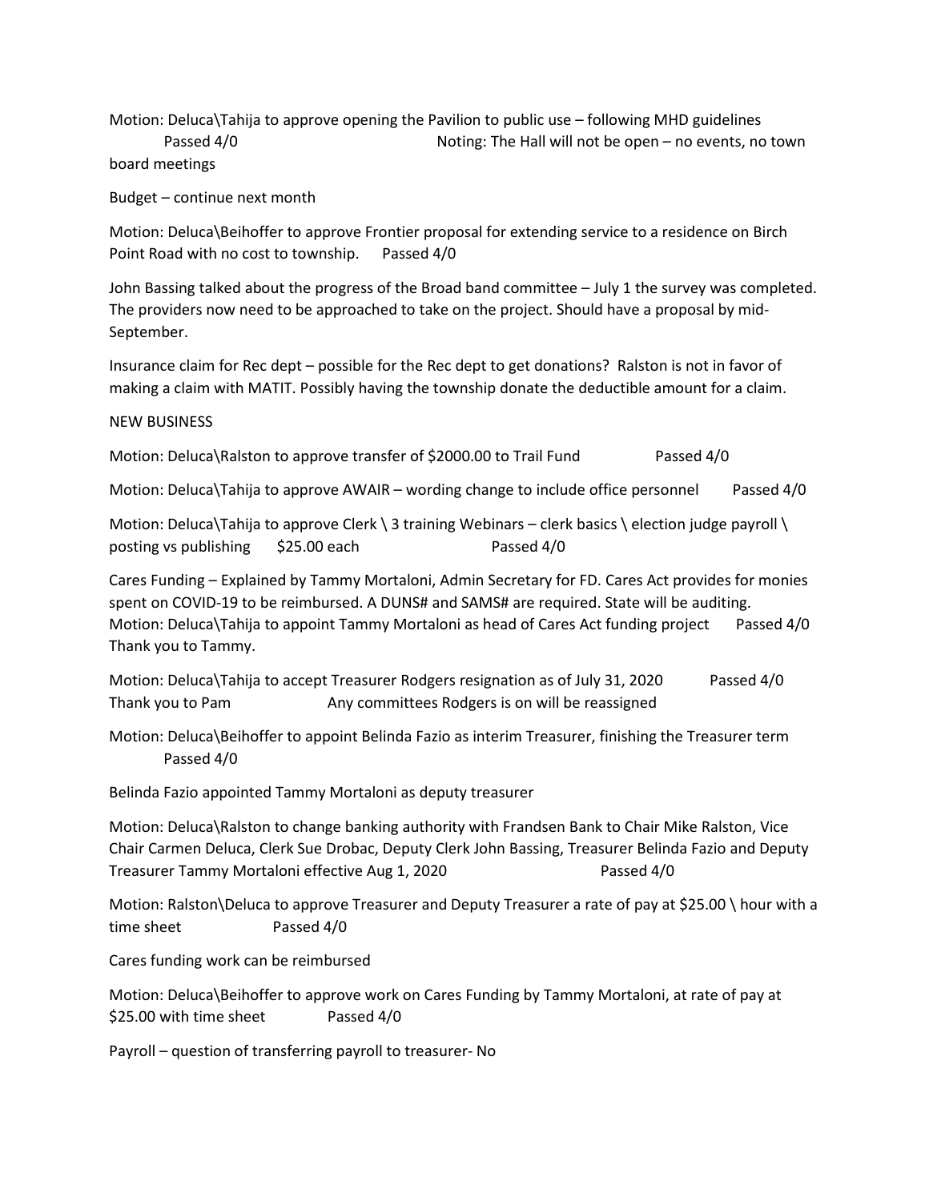Motion: Deluca\Tahija to approve opening the Pavilion to public use – following MHD guidelines
Passed 4/0 Noting: The Hall will not be open – no events, no town board meetings

Budget – continue next month

Motion: Deluca\Beihoffer to approve Frontier proposal for extending service to a residence on Birch Point Road with no cost to township. Passed 4/0

John Bassing talked about the progress of the Broad band committee – July 1 the survey was completed. The providers now need to be approached to take on the project. Should have a proposal by mid-September.

Insurance claim for Rec dept – possible for the Rec dept to get donations? Ralston is not in favor of making a claim with MATIT. Possibly having the township donate the deductible amount for a claim.

NEW BUSINESS

Motion: Deluca\Ralston to approve transfer of $2000.00 to Trail Fund Passed 4/0

Motion: Deluca\Tahija to approve AWAIR – wording change to include office personnel Passed 4/0

Motion: Deluca\Tahija to approve Clerk \ 3 training Webinars – clerk basics \ election judge payroll \ posting vs publishing $25.00 each Passed 4/0

Cares Funding – Explained by Tammy Mortaloni, Admin Secretary for FD. Cares Act provides for monies spent on COVID-19 to be reimbursed. A DUNS# and SAMS# are required. State will be auditing.
Motion: Deluca\Tahija to appoint Tammy Mortaloni as head of Cares Act funding project Passed 4/0
Thank you to Tammy.

Motion: Deluca\Tahija to accept Treasurer Rodgers resignation as of July 31, 2020 Passed 4/0
Thank you to Pam Any committees Rodgers is on will be reassigned

Motion: Deluca\Beihoffer to appoint Belinda Fazio as interim Treasurer, finishing the Treasurer term
Passed 4/0

Belinda Fazio appointed Tammy Mortaloni as deputy treasurer

Motion: Deluca\Ralston to change banking authority with Frandsen Bank to Chair Mike Ralston, Vice Chair Carmen Deluca, Clerk Sue Drobac, Deputy Clerk John Bassing, Treasurer Belinda Fazio and Deputy Treasurer Tammy Mortaloni effective Aug 1, 2020 Passed 4/0

Motion: Ralston\Deluca to approve Treasurer and Deputy Treasurer a rate of pay at $25.00 \ hour with a time sheet Passed 4/0

Cares funding work can be reimbursed

Motion: Deluca\Beihoffer to approve work on Cares Funding by Tammy Mortaloni, at rate of pay at $25.00 with time sheet Passed 4/0

Payroll – question of transferring payroll to treasurer- No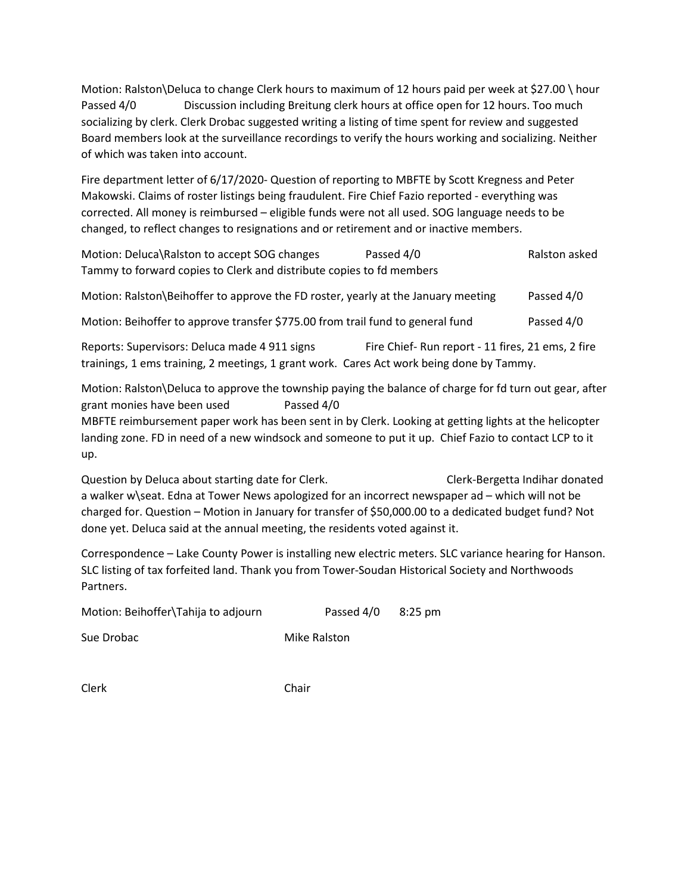Motion: Ralston\Deluca to change Clerk hours to maximum of 12 hours paid per week at $27.00 \ hour
Passed 4/0 Discussion including Breitung clerk hours at office open for 12 hours. Too much socializing by clerk. Clerk Drobac suggested writing a listing of time spent for review and suggested Board members look at the surveillance recordings to verify the hours working and socializing. Neither of which was taken into account.

Fire department letter of 6/17/2020- Question of reporting to MBFTE by Scott Kregness and Peter Makowski. Claims of roster listings being fraudulent. Fire Chief Fazio reported - everything was corrected. All money is reimbursed – eligible funds were not all used. SOG language needs to be changed, to reflect changes to resignations and or retirement and or inactive members.

Motion: Deluca\Ralston to accept SOG changes Passed 4/0 Ralston asked Tammy to forward copies to Clerk and distribute copies to fd members

Motion: Ralston\Beihoffer to approve the FD roster, yearly at the January meeting Passed 4/0

Motion: Beihoffer to approve transfer $775.00 from trail fund to general fund Passed 4/0

Reports: Supervisors: Deluca made 4 911 signs Fire Chief- Run report - 11 fires, 21 ems, 2 fire trainings, 1 ems training, 2 meetings, 1 grant work. Cares Act work being done by Tammy.

Motion: Ralston\Deluca to approve the township paying the balance of charge for fd turn out gear, after grant monies have been used Passed 4/0
MBFTE reimbursement paper work has been sent in by Clerk. Looking at getting lights at the helicopter landing zone. FD in need of a new windsock and someone to put it up. Chief Fazio to contact LCP to it up.

Question by Deluca about starting date for Clerk. Clerk-Bergetta Indihar donated a walker w\seat. Edna at Tower News apologized for an incorrect newspaper ad – which will not be charged for. Question – Motion in January for transfer of $50,000.00 to a dedicated budget fund? Not done yet. Deluca said at the annual meeting, the residents voted against it.

Correspondence – Lake County Power is installing new electric meters. SLC variance hearing for Hanson. SLC listing of tax forfeited land. Thank you from Tower-Soudan Historical Society and Northwoods Partners.

Motion: Beihoffer\Tahija to adjourn Passed 4/0 8:25 pm

Sue Drobac Mike Ralston

Clerk Chair